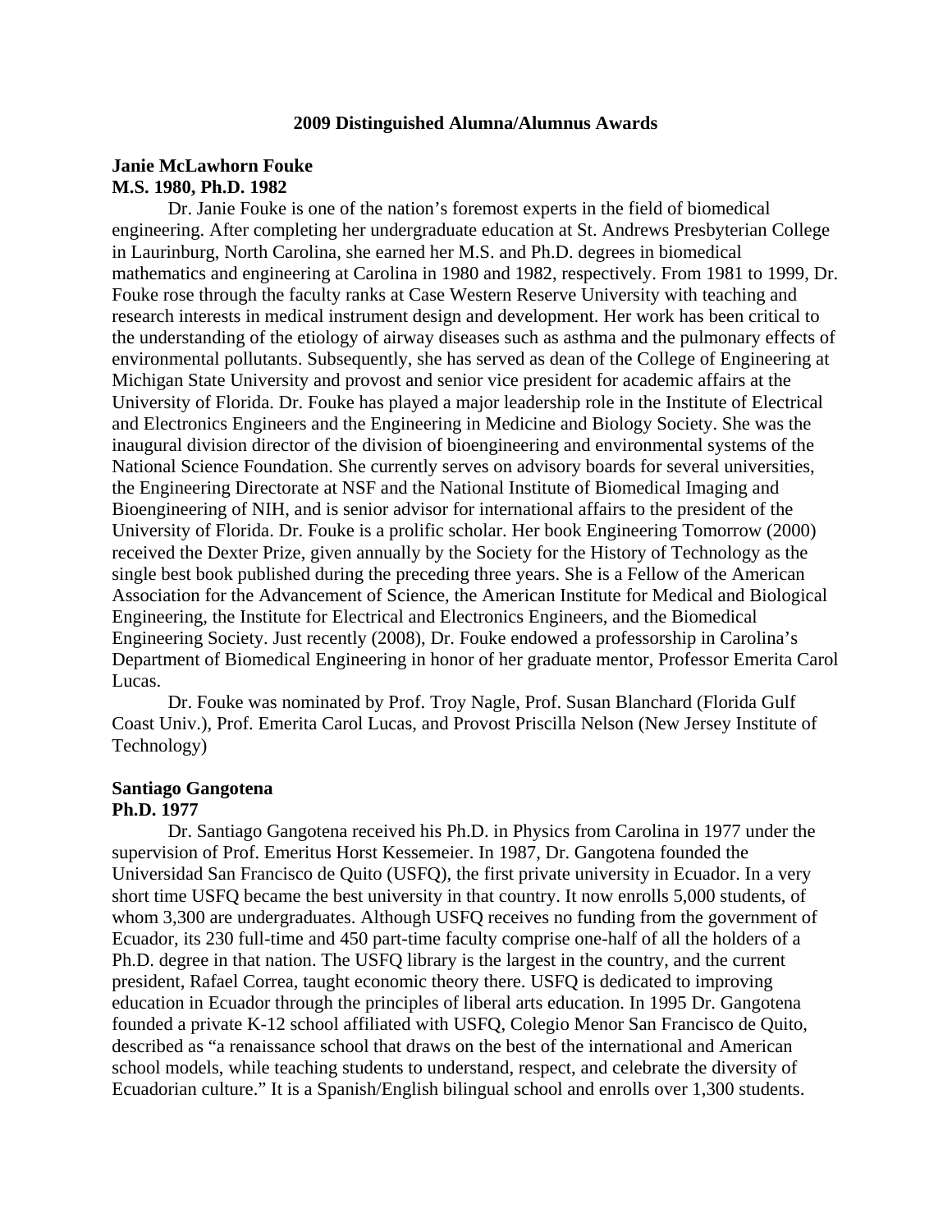# 2009 Distinguished Alumna/Alumnus Awards

**Janie McLawhorn Fouke**
**M.S. 1980, Ph.D. 1982**

Dr. Janie Fouke is one of the nation's foremost experts in the field of biomedical engineering. After completing her undergraduate education at St. Andrews Presbyterian College in Laurinburg, North Carolina, she earned her M.S. and Ph.D. degrees in biomedical mathematics and engineering at Carolina in 1980 and 1982, respectively. From 1981 to 1999, Dr. Fouke rose through the faculty ranks at Case Western Reserve University with teaching and research interests in medical instrument design and development. Her work has been critical to the understanding of the etiology of airway diseases such as asthma and the pulmonary effects of environmental pollutants. Subsequently, she has served as dean of the College of Engineering at Michigan State University and provost and senior vice president for academic affairs at the University of Florida. Dr. Fouke has played a major leadership role in the Institute of Electrical and Electronics Engineers and the Engineering in Medicine and Biology Society. She was the inaugural division director of the division of bioengineering and environmental systems of the National Science Foundation. She currently serves on advisory boards for several universities, the Engineering Directorate at NSF and the National Institute of Biomedical Imaging and Bioengineering of NIH, and is senior advisor for international affairs to the president of the University of Florida. Dr. Fouke is a prolific scholar. Her book Engineering Tomorrow (2000) received the Dexter Prize, given annually by the Society for the History of Technology as the single best book published during the preceding three years. She is a Fellow of the American Association for the Advancement of Science, the American Institute for Medical and Biological Engineering, the Institute for Electrical and Electronics Engineers, and the Biomedical Engineering Society. Just recently (2008), Dr. Fouke endowed a professorship in Carolina's Department of Biomedical Engineering in honor of her graduate mentor, Professor Emerita Carol Lucas.

Dr. Fouke was nominated by Prof. Troy Nagle, Prof. Susan Blanchard (Florida Gulf Coast Univ.), Prof. Emerita Carol Lucas, and Provost Priscilla Nelson (New Jersey Institute of Technology)

**Santiago Gangotena**
**Ph.D. 1977**

Dr. Santiago Gangotena received his Ph.D. in Physics from Carolina in 1977 under the supervision of Prof. Emeritus Horst Kessemeier. In 1987, Dr. Gangotena founded the Universidad San Francisco de Quito (USFQ), the first private university in Ecuador. In a very short time USFQ became the best university in that country. It now enrolls 5,000 students, of whom 3,300 are undergraduates. Although USFQ receives no funding from the government of Ecuador, its 230 full-time and 450 part-time faculty comprise one-half of all the holders of a Ph.D. degree in that nation. The USFQ library is the largest in the country, and the current president, Rafael Correa, taught economic theory there. USFQ is dedicated to improving education in Ecuador through the principles of liberal arts education. In 1995 Dr. Gangotena founded a private K-12 school affiliated with USFQ, Colegio Menor San Francisco de Quito, described as "a renaissance school that draws on the best of the international and American school models, while teaching students to understand, respect, and celebrate the diversity of Ecuadorian culture." It is a Spanish/English bilingual school and enrolls over 1,300 students.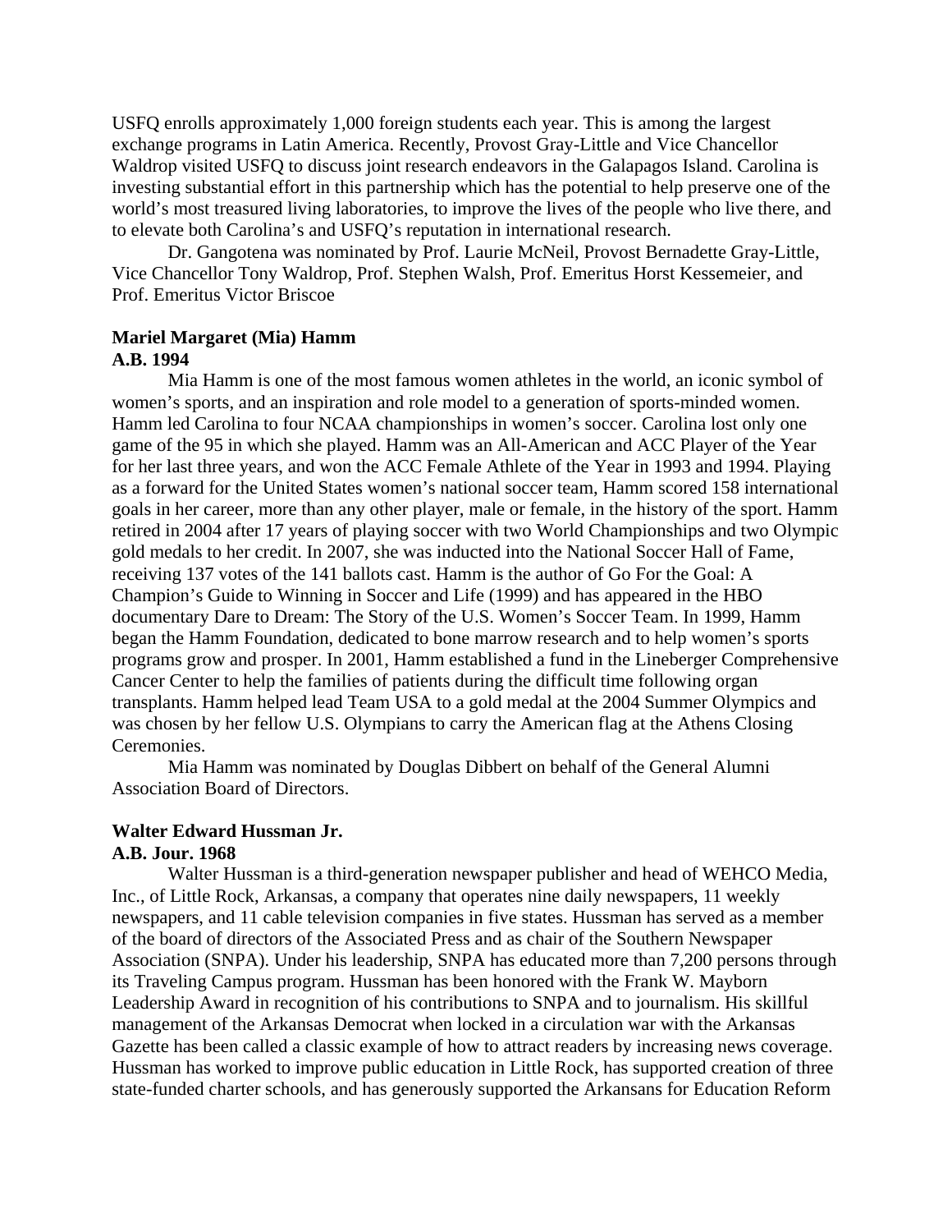USFQ enrolls approximately 1,000 foreign students each year. This is among the largest exchange programs in Latin America. Recently, Provost Gray-Little and Vice Chancellor Waldrop visited USFQ to discuss joint research endeavors in the Galapagos Island. Carolina is investing substantial effort in this partnership which has the potential to help preserve one of the world's most treasured living laboratories, to improve the lives of the people who live there, and to elevate both Carolina's and USFQ's reputation in international research.

Dr. Gangotena was nominated by Prof. Laurie McNeil, Provost Bernadette Gray-Little, Vice Chancellor Tony Waldrop, Prof. Stephen Walsh, Prof. Emeritus Horst Kessemeier, and Prof. Emeritus Victor Briscoe

**Mariel Margaret (Mia) Hamm**
**A.B. 1994**

Mia Hamm is one of the most famous women athletes in the world, an iconic symbol of women's sports, and an inspiration and role model to a generation of sports-minded women. Hamm led Carolina to four NCAA championships in women's soccer. Carolina lost only one game of the 95 in which she played. Hamm was an All-American and ACC Player of the Year for her last three years, and won the ACC Female Athlete of the Year in 1993 and 1994. Playing as a forward for the United States women's national soccer team, Hamm scored 158 international goals in her career, more than any other player, male or female, in the history of the sport. Hamm retired in 2004 after 17 years of playing soccer with two World Championships and two Olympic gold medals to her credit. In 2007, she was inducted into the National Soccer Hall of Fame, receiving 137 votes of the 141 ballots cast. Hamm is the author of Go For the Goal: A Champion's Guide to Winning in Soccer and Life (1999) and has appeared in the HBO documentary Dare to Dream: The Story of the U.S. Women's Soccer Team. In 1999, Hamm began the Hamm Foundation, dedicated to bone marrow research and to help women's sports programs grow and prosper. In 2001, Hamm established a fund in the Lineberger Comprehensive Cancer Center to help the families of patients during the difficult time following organ transplants. Hamm helped lead Team USA to a gold medal at the 2004 Summer Olympics and was chosen by her fellow U.S. Olympians to carry the American flag at the Athens Closing Ceremonies.

Mia Hamm was nominated by Douglas Dibbert on behalf of the General Alumni Association Board of Directors.

**Walter Edward Hussman Jr.**
**A.B. Jour. 1968**

Walter Hussman is a third-generation newspaper publisher and head of WEHCO Media, Inc., of Little Rock, Arkansas, a company that operates nine daily newspapers, 11 weekly newspapers, and 11 cable television companies in five states. Hussman has served as a member of the board of directors of the Associated Press and as chair of the Southern Newspaper Association (SNPA). Under his leadership, SNPA has educated more than 7,200 persons through its Traveling Campus program. Hussman has been honored with the Frank W. Mayborn Leadership Award in recognition of his contributions to SNPA and to journalism. His skillful management of the Arkansas Democrat when locked in a circulation war with the Arkansas Gazette has been called a classic example of how to attract readers by increasing news coverage. Hussman has worked to improve public education in Little Rock, has supported creation of three state-funded charter schools, and has generously supported the Arkansans for Education Reform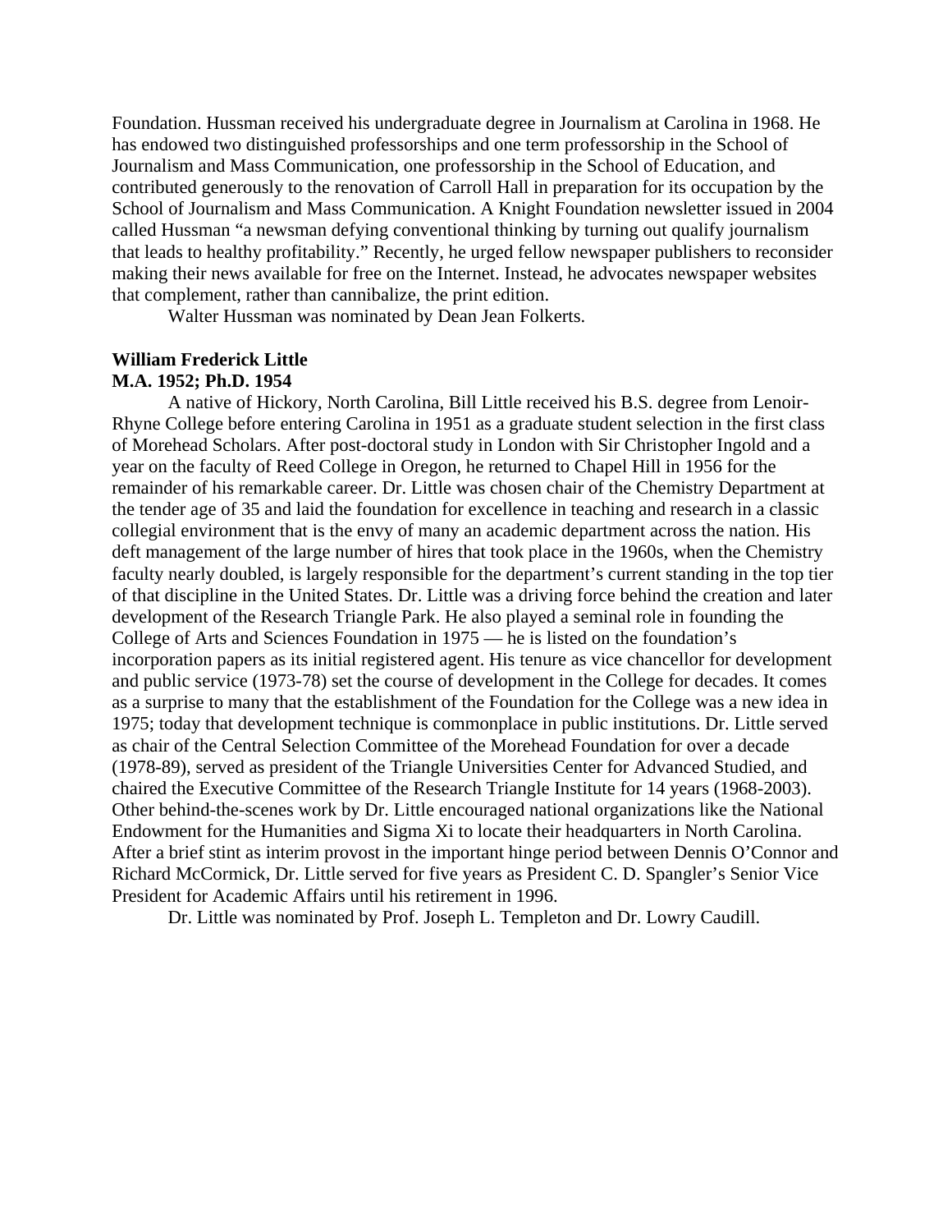Foundation. Hussman received his undergraduate degree in Journalism at Carolina in 1968. He has endowed two distinguished professorships and one term professorship in the School of Journalism and Mass Communication, one professorship in the School of Education, and contributed generously to the renovation of Carroll Hall in preparation for its occupation by the School of Journalism and Mass Communication. A Knight Foundation newsletter issued in 2004 called Hussman "a newsman defying conventional thinking by turning out qualify journalism that leads to healthy profitability." Recently, he urged fellow newspaper publishers to reconsider making their news available for free on the Internet. Instead, he advocates newspaper websites that complement, rather than cannibalize, the print edition.

Walter Hussman was nominated by Dean Jean Folkerts.

**William Frederick Little**
**M.A. 1952; Ph.D. 1954**

A native of Hickory, North Carolina, Bill Little received his B.S. degree from Lenoir-Rhyne College before entering Carolina in 1951 as a graduate student selection in the first class of Morehead Scholars. After post-doctoral study in London with Sir Christopher Ingold and a year on the faculty of Reed College in Oregon, he returned to Chapel Hill in 1956 for the remainder of his remarkable career. Dr. Little was chosen chair of the Chemistry Department at the tender age of 35 and laid the foundation for excellence in teaching and research in a classic collegial environment that is the envy of many an academic department across the nation. His deft management of the large number of hires that took place in the 1960s, when the Chemistry faculty nearly doubled, is largely responsible for the department's current standing in the top tier of that discipline in the United States. Dr. Little was a driving force behind the creation and later development of the Research Triangle Park. He also played a seminal role in founding the College of Arts and Sciences Foundation in 1975 — he is listed on the foundation's incorporation papers as its initial registered agent. His tenure as vice chancellor for development and public service (1973-78) set the course of development in the College for decades. It comes as a surprise to many that the establishment of the Foundation for the College was a new idea in 1975; today that development technique is commonplace in public institutions. Dr. Little served as chair of the Central Selection Committee of the Morehead Foundation for over a decade (1978-89), served as president of the Triangle Universities Center for Advanced Studied, and chaired the Executive Committee of the Research Triangle Institute for 14 years (1968-2003). Other behind-the-scenes work by Dr. Little encouraged national organizations like the National Endowment for the Humanities and Sigma Xi to locate their headquarters in North Carolina. After a brief stint as interim provost in the important hinge period between Dennis O'Connor and Richard McCormick, Dr. Little served for five years as President C. D. Spangler's Senior Vice President for Academic Affairs until his retirement in 1996.

Dr. Little was nominated by Prof. Joseph L. Templeton and Dr. Lowry Caudill.